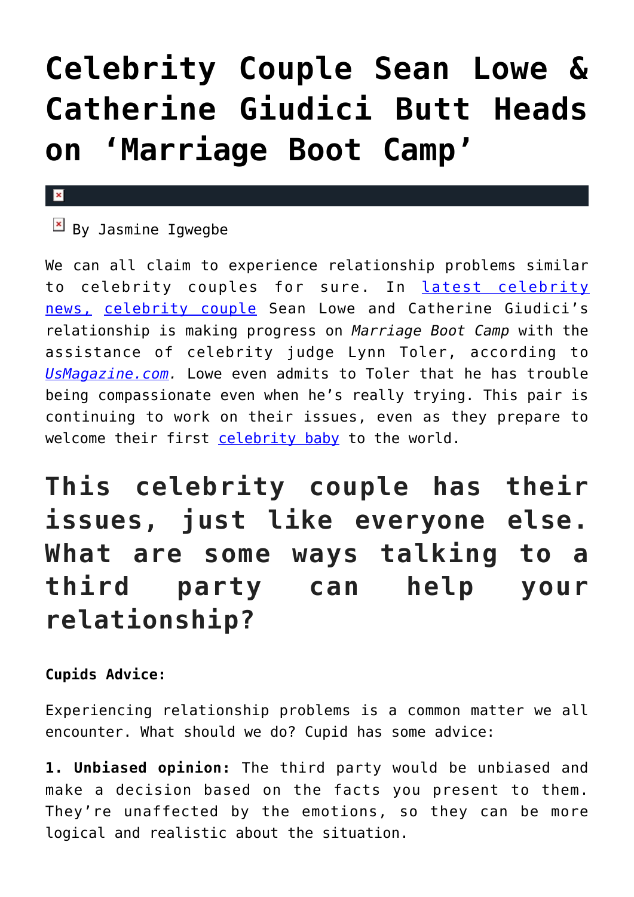# Celebrity Couple Sean Lowe & Catherine Giudici Butt Heads on 'Marriage Boot Camp'

By Jasmine Igwegbe

We can all claim to experience relationship problems similar to celebrity couples for sure. In latest celebrity news, celebrity couple Sean Lowe and Catherine Giudici's relationship is making progress on *Marriage Boot Camp* with the assistance of celebrity judge Lynn Toler, according to *UsMagazine.com*. Lowe even admits to Toler that he has trouble being compassionate even when he's really trying. This pair is continuing to work on their issues, even as they prepare to welcome their first celebrity baby to the world.

## This celebrity couple has their issues, just like everyone else. What are some ways talking to a third party can help your relationship?

**Cupids Advice:**

Experiencing relationship problems is a common matter we all encounter. What should we do? Cupid has some advice:

**1. Unbiased opinion:** The third party would be unbiased and make a decision based on the facts you present to them. They're unaffected by the emotions, so they can be more logical and realistic about the situation.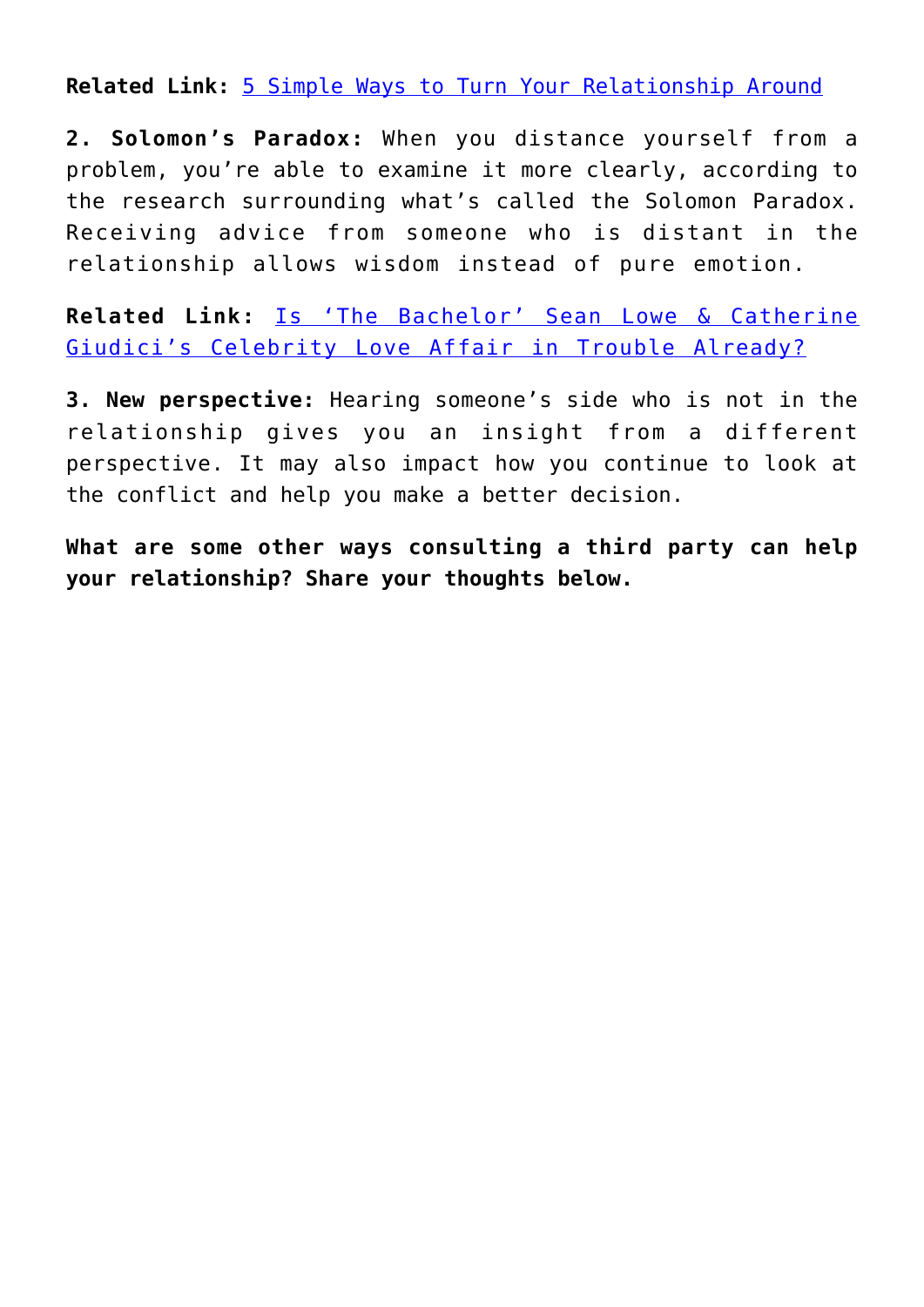**Related Link:** [5 Simple Ways to Turn Your Relationship Around]()

**2. Solomon's Paradox:** When you distance yourself from a problem, you're able to examine it more clearly, according to the research surrounding what's called the Solomon Paradox. Receiving advice from someone who is distant in the relationship allows wisdom instead of pure emotion.

**Related Link:** [Is 'The Bachelor' Sean Lowe & Catherine Giudici's Celebrity Love Affair in Trouble Already?]()

**3. New perspective:** Hearing someone's side who is not in the relationship gives you an insight from a different perspective. It may also impact how you continue to look at the conflict and help you make a better decision.

**What are some other ways consulting a third party can help your relationship? Share your thoughts below.**